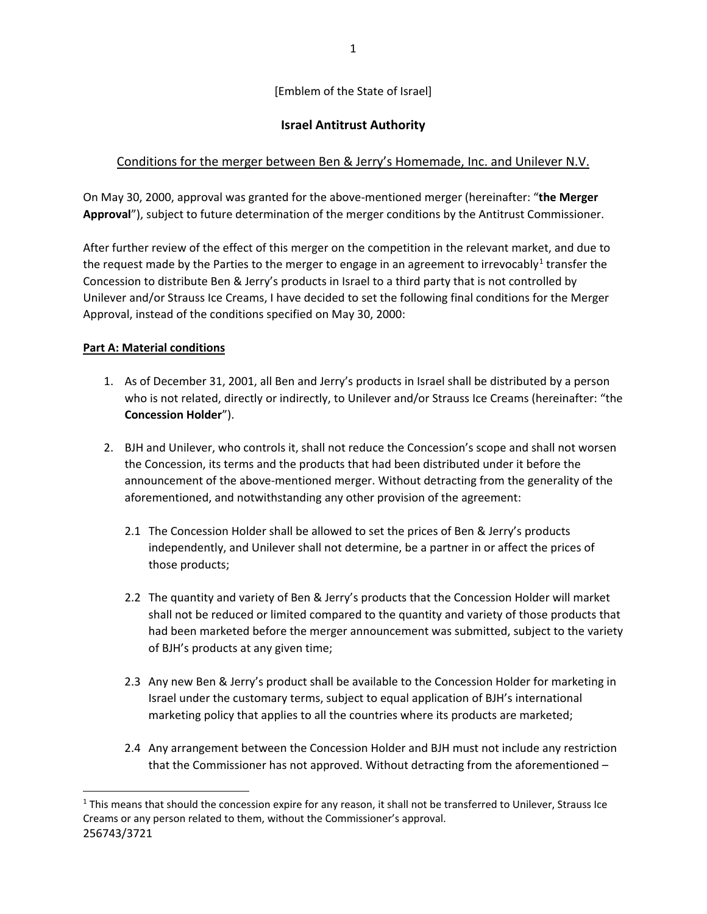[Emblem of the State of Israel]

# Israel Antitrust Authority

## Conditions for the merger between Ben & Jerry's Homemade, Inc. and Unilever N.V.

On May 30, 2000, approval was granted for the above-mentioned merger (hereinafter: "**the Merger Approval**"), subject to future determination of the merger conditions by the Antitrust Commissioner.

After further review of the effect of this merger on the competition in the relevant market, and due to the request made by the Parties to the merger to engage in an agreement to irrevocably[1] transfer the Concession to distribute Ben & Jerry's products in Israel to a third party that is not controlled by Unilever and/or Strauss Ice Creams, I have decided to set the following final conditions for the Merger Approval, instead of the conditions specified on May 30, 2000:

**Part A: Material conditions**

1. As of December 31, 2001, all Ben and Jerry's products in Israel shall be distributed by a person who is not related, directly or indirectly, to Unilever and/or Strauss Ice Creams (hereinafter: "the **Concession Holder**").

2. BJH and Unilever, who controls it, shall not reduce the Concession's scope and shall not worsen the Concession, its terms and the products that had been distributed under it before the announcement of the above-mentioned merger. Without detracting from the generality of the aforementioned, and notwithstanding any other provision of the agreement:

   2.1 The Concession Holder shall be allowed to set the prices of Ben & Jerry's products independently, and Unilever shall not determine, be a partner in or affect the prices of those products;

   2.2 The quantity and variety of Ben & Jerry's products that the Concession Holder will market shall not be reduced or limited compared to the quantity and variety of those products that had been marketed before the merger announcement was submitted, subject to the variety of BJH's products at any given time;

   2.3 Any new Ben & Jerry's product shall be available to the Concession Holder for marketing in Israel under the customary terms, subject to equal application of BJH's international marketing policy that applies to all the countries where its products are marketed;

   2.4 Any arrangement between the Concession Holder and BJH must not include any restriction that the Commissioner has not approved. Without detracting from the aforementioned –

[1] This means that should the concession expire for any reason, it shall not be transferred to Unilever, Strauss Ice Creams or any person related to them, without the Commissioner's approval.

256743/3721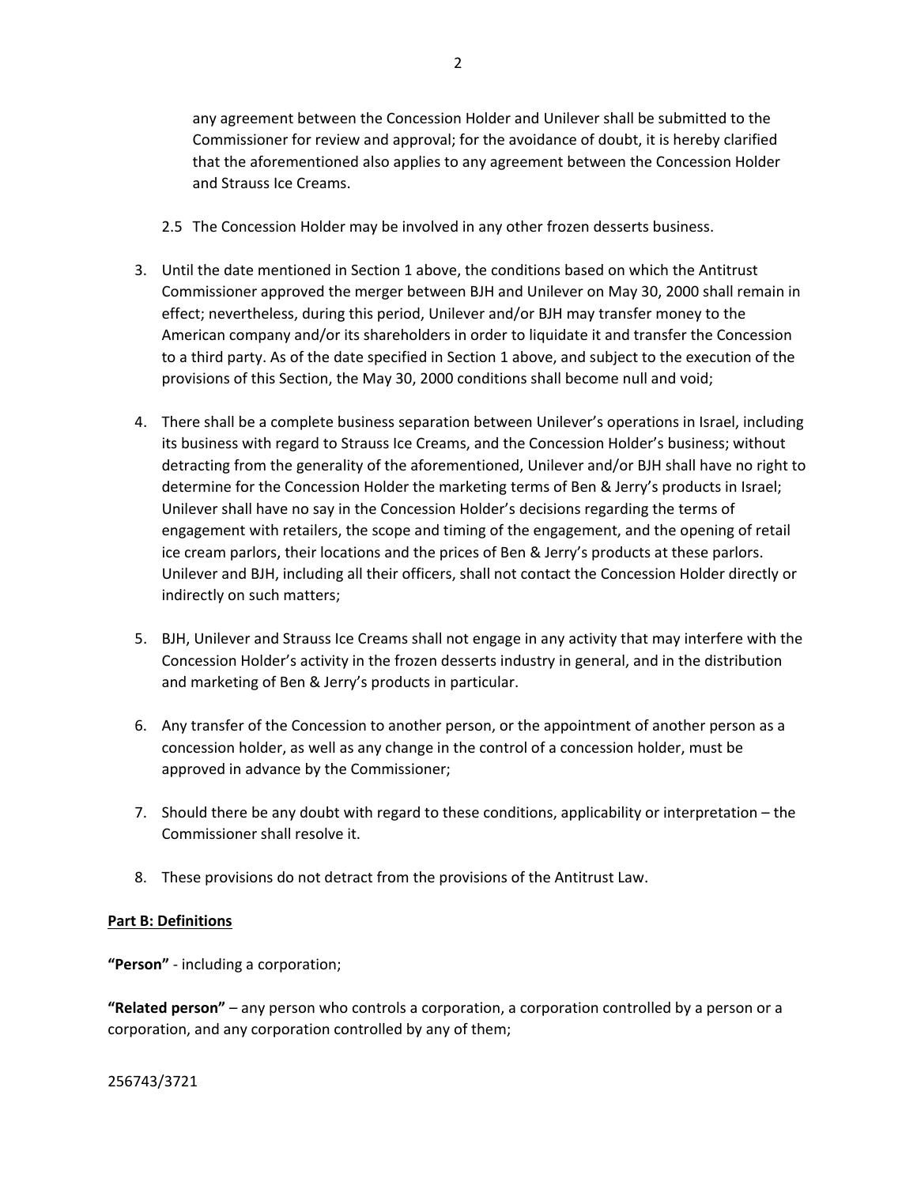any agreement between the Concession Holder and Unilever shall be submitted to the Commissioner for review and approval; for the avoidance of doubt, it is hereby clarified that the aforementioned also applies to any agreement between the Concession Holder and Strauss Ice Creams.

2.5 The Concession Holder may be involved in any other frozen desserts business.

3. Until the date mentioned in Section 1 above, the conditions based on which the Antitrust Commissioner approved the merger between BJH and Unilever on May 30, 2000 shall remain in effect; nevertheless, during this period, Unilever and/or BJH may transfer money to the American company and/or its shareholders in order to liquidate it and transfer the Concession to a third party. As of the date specified in Section 1 above, and subject to the execution of the provisions of this Section, the May 30, 2000 conditions shall become null and void;

4. There shall be a complete business separation between Unilever's operations in Israel, including its business with regard to Strauss Ice Creams, and the Concession Holder's business; without detracting from the generality of the aforementioned, Unilever and/or BJH shall have no right to determine for the Concession Holder the marketing terms of Ben & Jerry's products in Israel; Unilever shall have no say in the Concession Holder's decisions regarding the terms of engagement with retailers, the scope and timing of the engagement, and the opening of retail ice cream parlors, their locations and the prices of Ben & Jerry's products at these parlors. Unilever and BJH, including all their officers, shall not contact the Concession Holder directly or indirectly on such matters;

5. BJH, Unilever and Strauss Ice Creams shall not engage in any activity that may interfere with the Concession Holder's activity in the frozen desserts industry in general, and in the distribution and marketing of Ben & Jerry's products in particular.

6. Any transfer of the Concession to another person, or the appointment of another person as a concession holder, as well as any change in the control of a concession holder, must be approved in advance by the Commissioner;

7. Should there be any doubt with regard to these conditions, applicability or interpretation – the Commissioner shall resolve it.

8. These provisions do not detract from the provisions of the Antitrust Law.

**Part B: Definitions**

**"Person"** - including a corporation;

**"Related person"** – any person who controls a corporation, a corporation controlled by a person or a corporation, and any corporation controlled by any of them;

256743/3721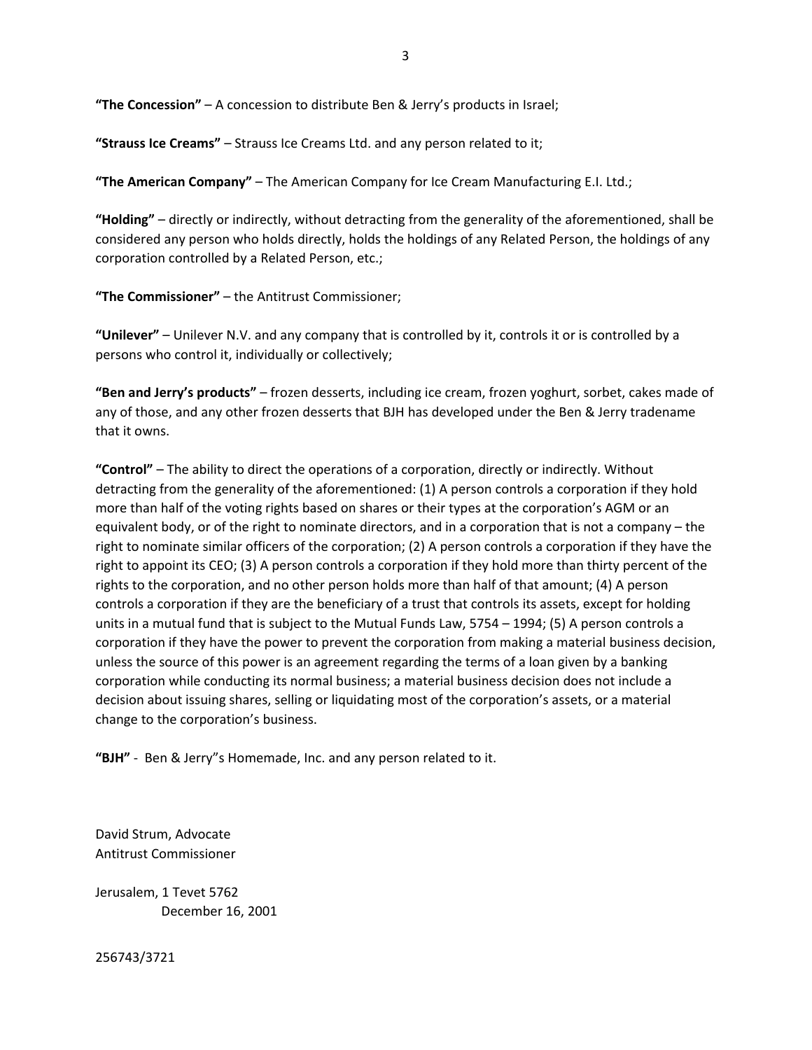**"The Concession"** – A concession to distribute Ben & Jerry's products in Israel;

**"Strauss Ice Creams"** – Strauss Ice Creams Ltd. and any person related to it;

**"The American Company"** – The American Company for Ice Cream Manufacturing E.I. Ltd.;

**"Holding"** – directly or indirectly, without detracting from the generality of the aforementioned, shall be considered any person who holds directly, holds the holdings of any Related Person, the holdings of any corporation controlled by a Related Person, etc.;

**"The Commissioner"** – the Antitrust Commissioner;

**"Unilever"** – Unilever N.V. and any company that is controlled by it, controls it or is controlled by a persons who control it, individually or collectively;

**"Ben and Jerry's products"** – frozen desserts, including ice cream, frozen yoghurt, sorbet, cakes made of any of those, and any other frozen desserts that BJH has developed under the Ben & Jerry tradename that it owns.

**"Control"** – The ability to direct the operations of a corporation, directly or indirectly. Without detracting from the generality of the aforementioned: (1) A person controls a corporation if they hold more than half of the voting rights based on shares or their types at the corporation's AGM or an equivalent body, or of the right to nominate directors, and in a corporation that is not a company – the right to nominate similar officers of the corporation; (2) A person controls a corporation if they have the right to appoint its CEO; (3) A person controls a corporation if they hold more than thirty percent of the rights to the corporation, and no other person holds more than half of that amount; (4) A person controls a corporation if they are the beneficiary of a trust that controls its assets, except for holding units in a mutual fund that is subject to the Mutual Funds Law, 5754 – 1994; (5) A person controls a corporation if they have the power to prevent the corporation from making a material business decision, unless the source of this power is an agreement regarding the terms of a loan given by a banking corporation while conducting its normal business; a material business decision does not include a decision about issuing shares, selling or liquidating most of the corporation's assets, or a material change to the corporation's business.

**"BJH"** - Ben & Jerry"s Homemade, Inc. and any person related to it.

David Strum, Advocate
Antitrust Commissioner

Jerusalem, 1 Tevet 5762
December 16, 2001

256743/3721